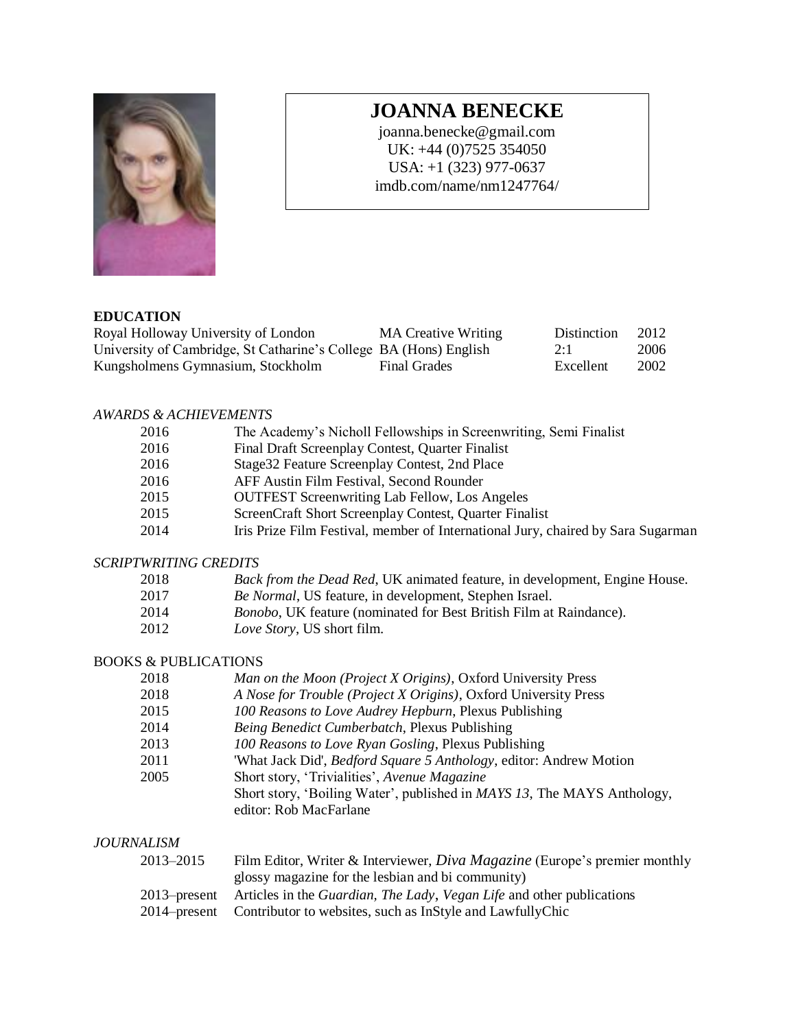# JOANNA BENECKE

joanna.benecke@gmail.com
UK: +44 (0)7525 354050
USA: +1 (323) 977-0637
imdb.com/name/nm1247764/

## EDUCATION

| | | | |
|---|---|---|---|
| Royal Holloway University of London | MA Creative Writing | Distinction | 2012 |
| University of Cambridge, St Catharine's College | BA (Hons) English | 2:1 | 2006 |
| Kungsholmens Gymnasium, Stockholm | Final Grades | Excellent | 2002 |

## *AWARDS & ACHIEVEMENTS*

| | |
|---|---|
| 2016 | The Academy's Nicholl Fellowships in Screenwriting, Semi Finalist |
| 2016 | Final Draft Screenplay Contest, Quarter Finalist |
| 2016 | Stage32 Feature Screenplay Contest, 2nd Place |
| 2016 | AFF Austin Film Festival, Second Rounder |
| 2015 | OUTFEST Screenwriting Lab Fellow, Los Angeles |
| 2015 | ScreenCraft Short Screenplay Contest, Quarter Finalist |
| 2014 | Iris Prize Film Festival, member of International Jury, chaired by Sara Sugarman |

## *SCRIPTWRITING CREDITS*

| | |
|---|---|
| 2018 | *Back from the Dead Red*, UK animated feature, in development, Engine House. |
| 2017 | *Be Normal*, US feature, in development, Stephen Israel. |
| 2014 | *Bonobo*, UK feature (nominated for Best British Film at Raindance). |
| 2012 | *Love Story*, US short film. |

## BOOKS & PUBLICATIONS

| | |
|---|---|
| 2018 | *Man on the Moon (Project X Origins)*, Oxford University Press |
| 2018 | *A Nose for Trouble (Project X Origins)*, Oxford University Press |
| 2015 | *100 Reasons to Love Audrey Hepburn*, Plexus Publishing |
| 2014 | *Being Benedict Cumberbatch*, Plexus Publishing |
| 2013 | *100 Reasons to Love Ryan Gosling*, Plexus Publishing |
| 2011 | 'What Jack Did', *Bedford Square 5 Anthology*, editor: Andrew Motion |
| 2005 | Short story, 'Trivialities', *Avenue Magazine* |
| | Short story, 'Boiling Water', published in *MAYS 13*, The MAYS Anthology, editor: Rob MacFarlane |

## *JOURNALISM*

| | |
|---|---|
| 2013–2015 | Film Editor, Writer & Interviewer, *Diva Magazine* (Europe's premier monthly glossy magazine for the lesbian and bi community) |
| 2013–present | Articles in the *Guardian*, *The Lady*, *Vegan Life* and other publications |
| 2014–present | Contributor to websites, such as InStyle and LawfullyChic |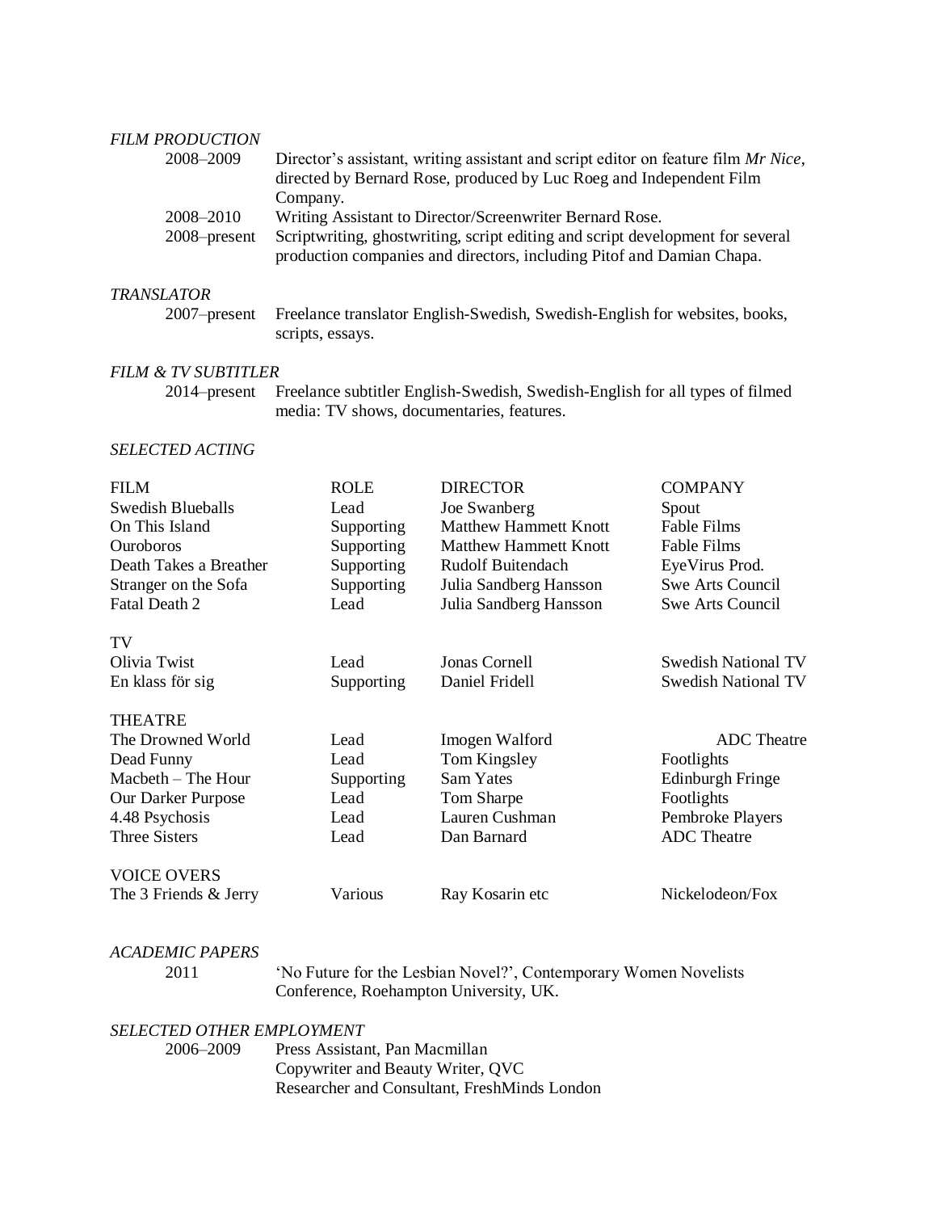*FILM PRODUCTION*

| | |
|---|---|
| 2008–2009 | Director's assistant, writing assistant and script editor on feature film *Mr Nice*, directed by Bernard Rose, produced by Luc Roeg and Independent Film Company. |
| 2008–2010 | Writing Assistant to Director/Screenwriter Bernard Rose. |
| 2008–present | Scriptwriting, ghostwriting, script editing and script development for several production companies and directors, including Pitof and Damian Chapa. |

*TRANSLATOR*

| | |
|---|---|
| 2007–present | Freelance translator English-Swedish, Swedish-English for websites, books, scripts, essays. |

*FILM & TV SUBTITLER*

| | |
|---|---|
| 2014–present | Freelance subtitler English-Swedish, Swedish-English for all types of filmed media: TV shows, documentaries, features. |

*SELECTED ACTING*

| FILM | ROLE | DIRECTOR | COMPANY |
|---|---|---|---|
| Swedish Blueballs | Lead | Joe Swanberg | Spout |
| On This Island | Supporting | Matthew Hammett Knott | Fable Films |
| Ouroboros | Supporting | Matthew Hammett Knott | Fable Films |
| Death Takes a Breather | Supporting | Rudolf Buitendach | EyeVirus Prod. |
| Stranger on the Sofa | Supporting | Julia Sandberg Hansson | Swe Arts Council |
| Fatal Death 2 | Lead | Julia Sandberg Hansson | Swe Arts Council |
| **TV** | | | |
| Olivia Twist | Lead | Jonas Cornell | Swedish National TV |
| En klass för sig | Supporting | Daniel Fridell | Swedish National TV |
| **THEATRE** | | | |
| The Drowned World | Lead | Imogen Walford | ADC Theatre |
| Dead Funny | Lead | Tom Kingsley | Footlights |
| Macbeth – The Hour | Supporting | Sam Yates | Edinburgh Fringe |
| Our Darker Purpose | Lead | Tom Sharpe | Footlights |
| 4.48 Psychosis | Lead | Lauren Cushman | Pembroke Players |
| Three Sisters | Lead | Dan Barnard | ADC Theatre |
| **VOICE OVERS** | | | |
| The 3 Friends & Jerry | Various | Ray Kosarin etc | Nickelodeon/Fox |

*ACADEMIC PAPERS*

| | |
|---|---|
| 2011 | 'No Future for the Lesbian Novel?', Contemporary Women Novelists Conference, Roehampton University, UK. |

*SELECTED OTHER EMPLOYMENT*

| | |
|---|---|
| 2006–2009 | Press Assistant, Pan Macmillan |
| | Copywriter and Beauty Writer, QVC |
| | Researcher and Consultant, FreshMinds London |